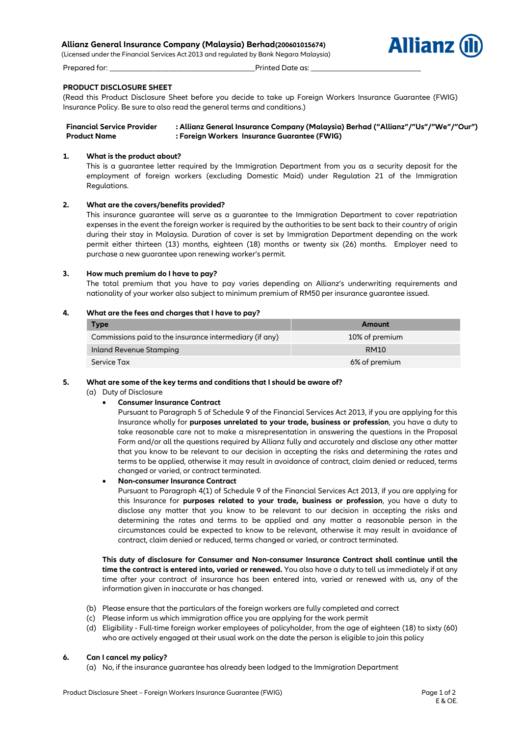**Allianz General Insurance Company (Malaysia) Berhad(200601015674)**
(Licensed under the Financial Services Act 2013 and regulated by Bank Negara Malaysia)

Prepared for: ______________________________ Printed Date as: ______________________

## PRODUCT DISCLOSURE SHEET

(Read this Product Disclosure Sheet before you decide to take up Foreign Workers Insurance Guarantee (FWIG) Insurance Policy. Be sure to also read the general terms and conditions.)

**Financial Service Provider : Allianz General Insurance Company (Malaysia) Berhad ("Allianz"/"Us"/"We"/"Our")**
**Product Name : Foreign Workers Insurance Guarantee (FWIG)**

### 1. What is the product about?

This is a guarantee letter required by the Immigration Department from you as a security deposit for the employment of foreign workers (excluding Domestic Maid) under Regulation 21 of the Immigration Regulations.

### 2. What are the covers/benefits provided?

This insurance guarantee will serve as a guarantee to the Immigration Department to cover repatriation expenses in the event the foreign worker is required by the authorities to be sent back to their country of origin during their stay in Malaysia. Duration of cover is set by Immigration Department depending on the work permit either thirteen (13) months, eighteen (18) months or twenty six (26) months. Employer need to purchase a new guarantee upon renewing worker's permit.

### 3. How much premium do I have to pay?

The total premium that you have to pay varies depending on Allianz's underwriting requirements and nationality of your worker also subject to minimum premium of RM50 per insurance guarantee issued.

### 4. What are the fees and charges that I have to pay?

| Type | Amount |
|---|---|
| Commissions paid to the insurance intermediary (if any) | 10% of premium |
| Inland Revenue Stamping | RM10 |
| Service Tax | 6% of premium |

### 5. What are some of the key terms and conditions that I should be aware of?

(a) Duty of Disclosure

- **Consumer Insurance Contract**
  Pursuant to Paragraph 5 of Schedule 9 of the Financial Services Act 2013, if you are applying for this Insurance wholly for **purposes unrelated to your trade, business or profession**, you have a duty to take reasonable care not to make a misrepresentation in answering the questions in the Proposal Form and/or all the questions required by Allianz fully and accurately and disclose any other matter that you know to be relevant to our decision in accepting the risks and determining the rates and terms to be applied, otherwise it may result in avoidance of contract, claim denied or reduced, terms changed or varied, or contract terminated.
- **Non-consumer Insurance Contract**
  Pursuant to Paragraph 4(1) of Schedule 9 of the Financial Services Act 2013, if you are applying for this Insurance for **purposes related to your trade, business or profession**, you have a duty to disclose any matter that you know to be relevant to our decision in accepting the risks and determining the rates and terms to be applied and any matter a reasonable person in the circumstances could be expected to know to be relevant, otherwise it may result in avoidance of contract, claim denied or reduced, terms changed or varied, or contract terminated.

**This duty of disclosure for Consumer and Non-consumer Insurance Contract shall continue until the time the contract is entered into, varied or renewed.** You also have a duty to tell us immediately if at any time after your contract of insurance has been entered into, varied or renewed with us, any of the information given in inaccurate or has changed.

(b) Please ensure that the particulars of the foreign workers are fully completed and correct
(c) Please inform us which immigration office you are applying for the work permit
(d) Eligibility - Full-time foreign worker employees of policyholder, from the age of eighteen (18) to sixty (60) who are actively engaged at their usual work on the date the person is eligible to join this policy

### 6. Can I cancel my policy?

(a) No, if the insurance guarantee has already been lodged to the Immigration Department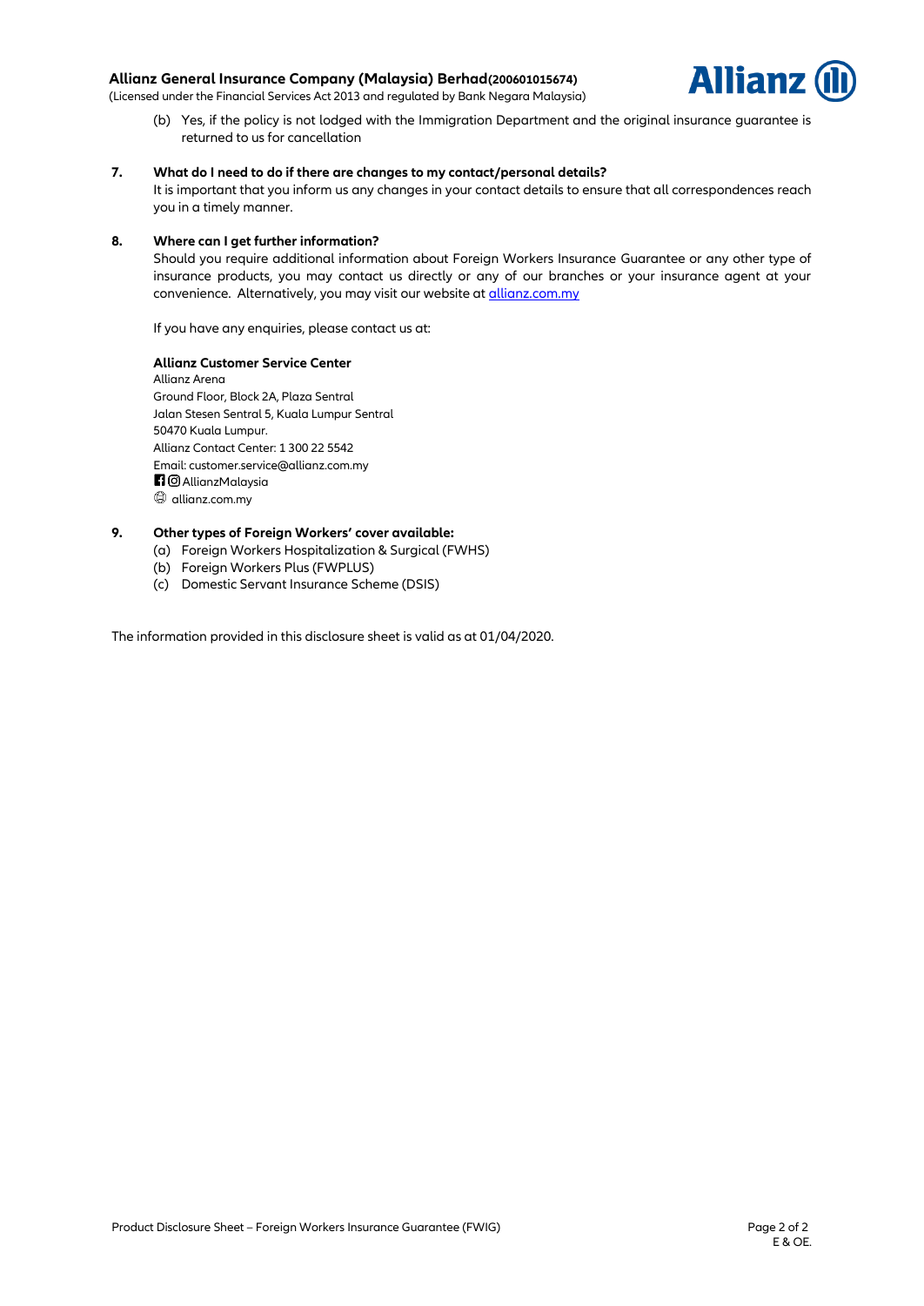(b) Yes, if the policy is not lodged with the Immigration Department and the original insurance guarantee is returned to us for cancellation

**7. What do I need to do if there are changes to my contact/personal details?**

It is important that you inform us any changes in your contact details to ensure that all correspondences reach you in a timely manner.

**8. Where can I get further information?**

Should you require additional information about Foreign Workers Insurance Guarantee or any other type of insurance products, you may contact us directly or any of our branches or your insurance agent at your convenience. Alternatively, you may visit our website at allianz.com.my

If you have any enquiries, please contact us at:

**Allianz Customer Service Center**
Allianz Arena
Ground Floor, Block 2A, Plaza Sentral
Jalan Stesen Sentral 5, Kuala Lumpur Sentral
50470 Kuala Lumpur.
Allianz Contact Center: 1 300 22 5542
Email: customer.service@allianz.com.my
AllianzMalaysia
allianz.com.my

**9. Other types of Foreign Workers' cover available:**

(a) Foreign Workers Hospitalization & Surgical (FWHS)
(b) Foreign Workers Plus (FWPLUS)
(c) Domestic Servant Insurance Scheme (DSIS)

The information provided in this disclosure sheet is valid as at 01/04/2020.

E & OE.